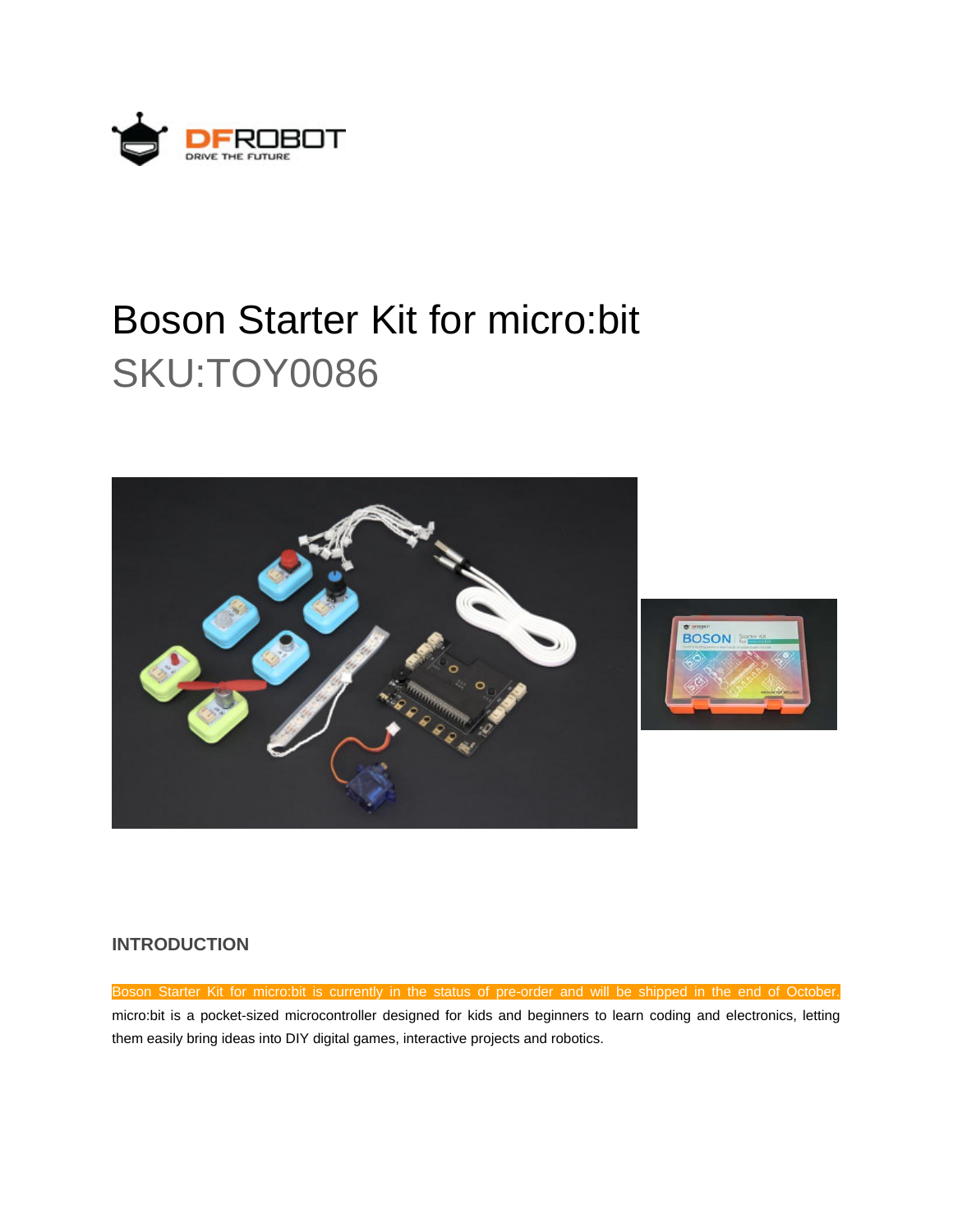# Boson Starter Kit for micro:bit

## SKU:TOY0086

### INTRODUCTION

Boson Starter Kit for micro:bit is currently in the status of pre-order and will be shipped in the end of October.
micro:bit is a pocket-sized microcontroller designed for kids and beginners to learn coding and electronics, letting them easily bring ideas into DIY digital games, interactive projects and robotics.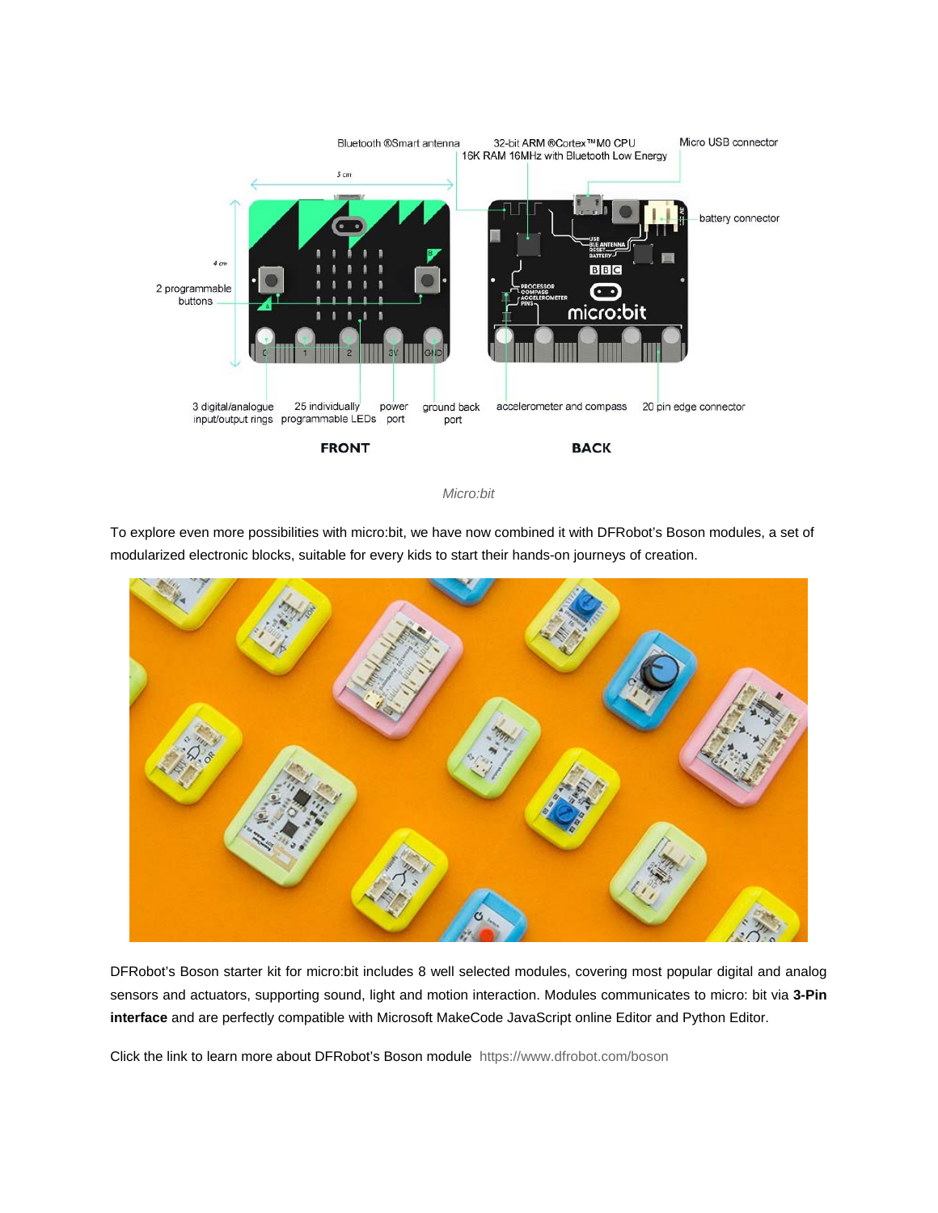*Micro:bit*

To explore even more possibilities with micro:bit, we have now combined it with DFRobot's Boson modules, a set of modularized electronic blocks, suitable for every kids to start their hands-on journeys of creation.

DFRobot's Boson starter kit for micro:bit includes 8 well selected modules, covering most popular digital and analog sensors and actuators, supporting sound, light and motion interaction. Modules communicates to micro: bit via **3-Pin interface** and are perfectly compatible with Microsoft MakeCode JavaScript online Editor and Python Editor.

Click the link to learn more about DFRobot's Boson module https://www.dfrobot.com/boson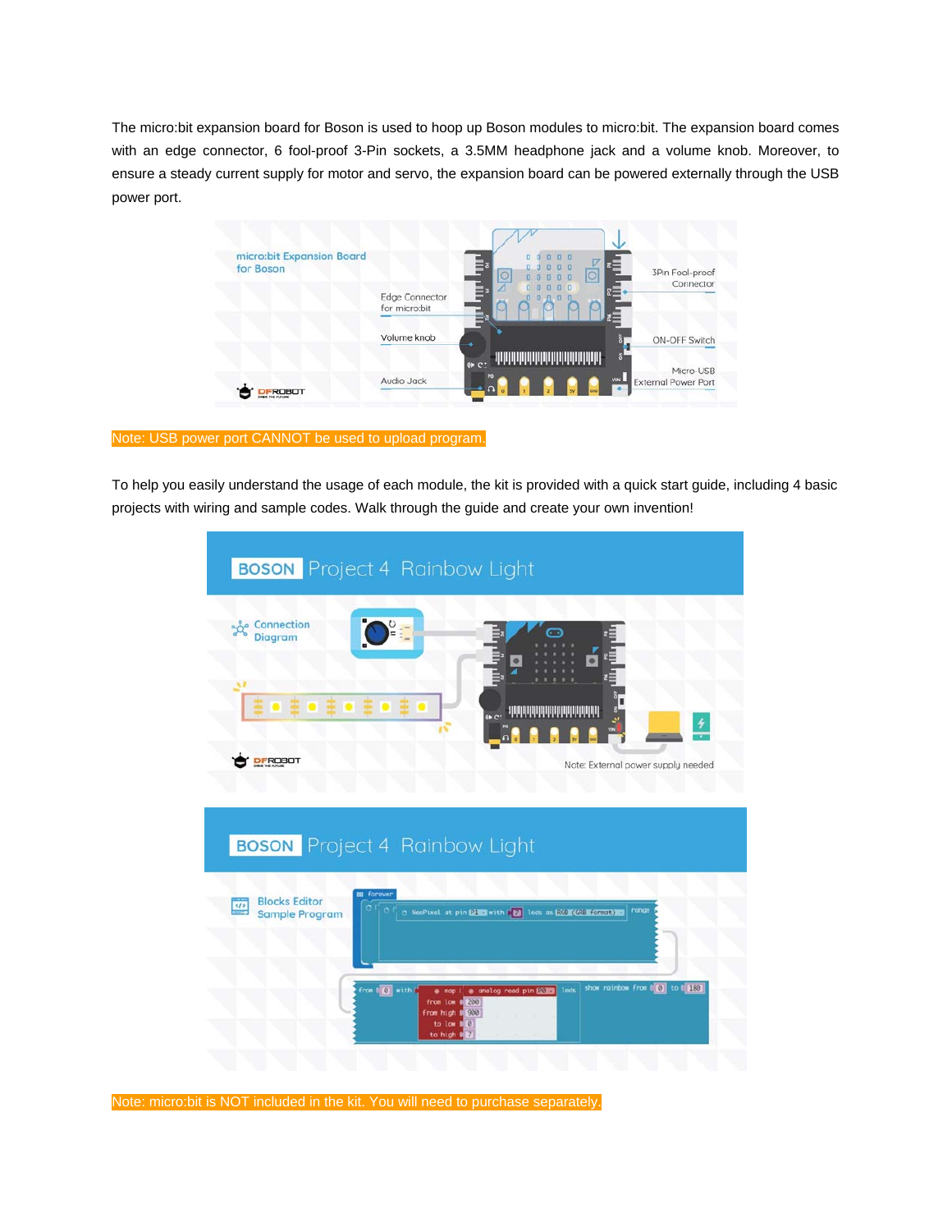The micro:bit expansion board for Boson is used to hoop up Boson modules to micro:bit. The expansion board comes with an edge connector, 6 fool-proof 3-Pin sockets, a 3.5MM headphone jack and a volume knob. Moreover, to ensure a steady current supply for motor and servo, the expansion board can be powered externally through the USB power port.

Note: USB power port CANNOT be used to upload program.

To help you easily understand the usage of each module, the kit is provided with a quick start guide, including 4 basic projects with wiring and sample codes. Walk through the guide and create your own invention!

Note: micro:bit is NOT included in the kit. You will need to purchase separately.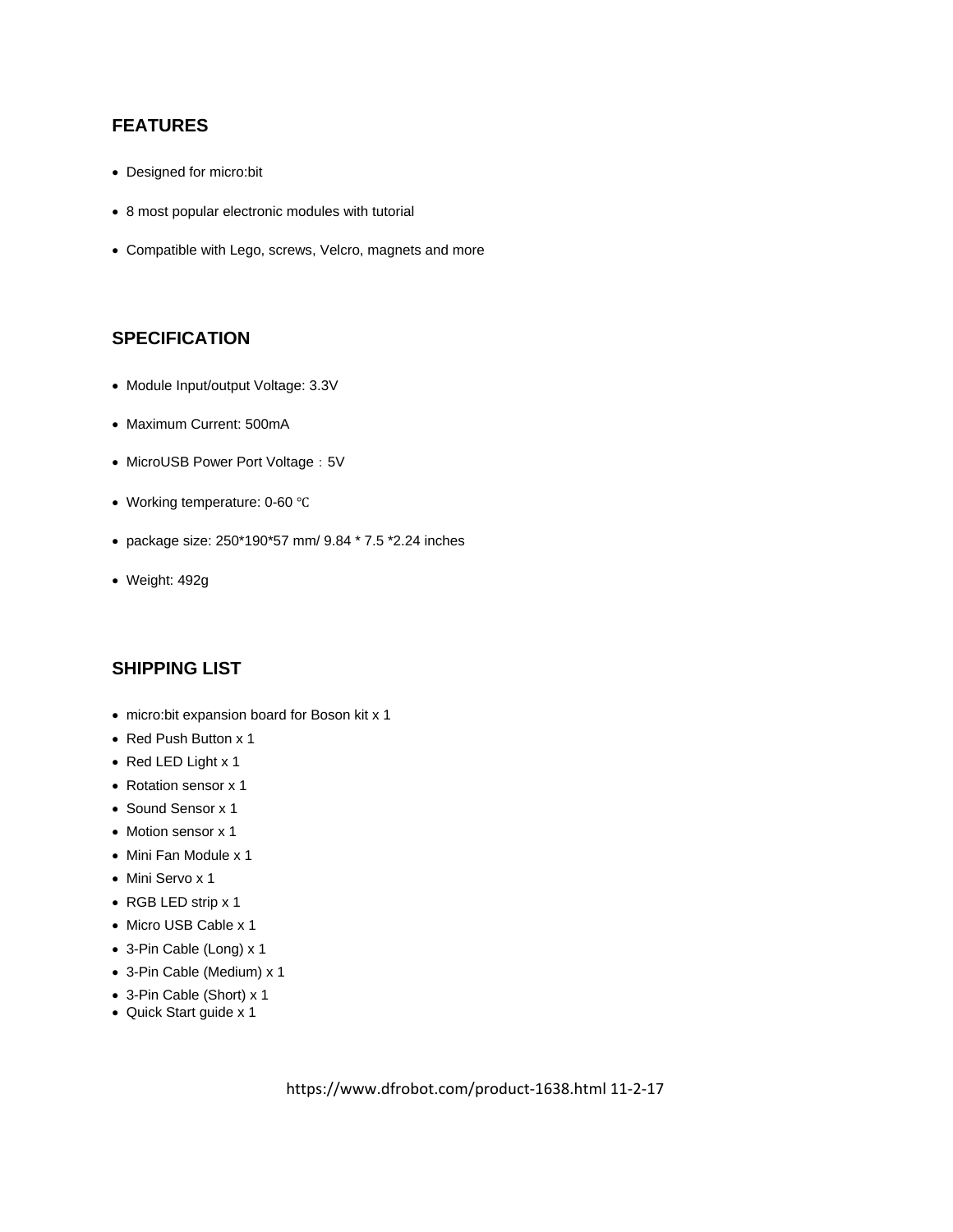## FEATURES

- Designed for micro:bit
- 8 most popular electronic modules with tutorial
- Compatible with Lego, screws, Velcro, magnets and more

## SPECIFICATION

- Module Input/output Voltage: 3.3V
- Maximum Current: 500mA
- MicroUSB Power Port Voltage：5V
- Working temperature: 0-60 ℃
- package size: 250*190*57 mm/ 9.84 * 7.5 *2.24 inches
- Weight: 492g

## SHIPPING LIST

- micro:bit expansion board for Boson kit x 1
- Red Push Button x 1
- Red LED Light x 1
- Rotation sensor x 1
- Sound Sensor x 1
- Motion sensor x 1
- Mini Fan Module x 1
- Mini Servo x 1
- RGB LED strip x 1
- Micro USB Cable x 1
- 3-Pin Cable (Long) x 1
- 3-Pin Cable (Medium) x 1
- 3-Pin Cable (Short) x 1
- Quick Start guide x 1

https://www.dfrobot.com/product-1638.html 11-2-17